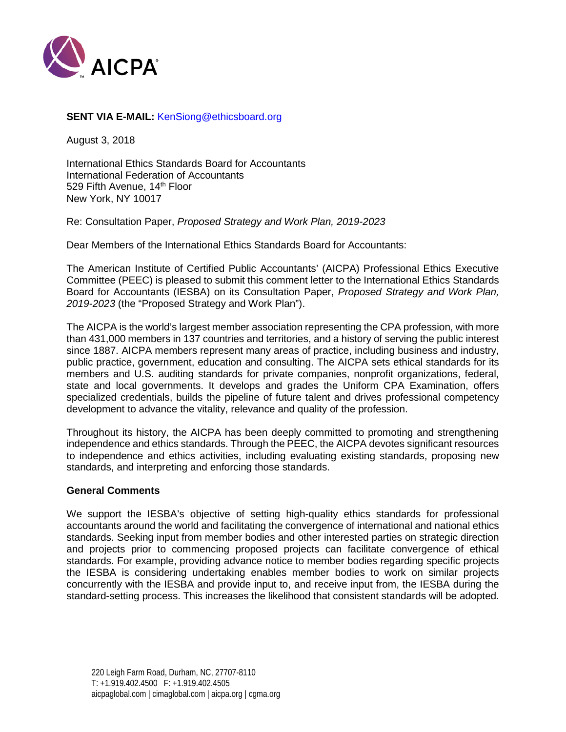**SENT VIA E-MAIL:** KenSiong@ethicsboard.org

August 3, 2018

International Ethics Standards Board for Accountants
International Federation of Accountants
529 Fifth Avenue, 14th Floor
New York, NY 10017

Re: Consultation Paper, *Proposed Strategy and Work Plan, 2019-2023*

Dear Members of the International Ethics Standards Board for Accountants:

The American Institute of Certified Public Accountants' (AICPA) Professional Ethics Executive Committee (PEEC) is pleased to submit this comment letter to the International Ethics Standards Board for Accountants (IESBA) on its Consultation Paper, *Proposed Strategy and Work Plan, 2019-2023* (the "Proposed Strategy and Work Plan").

The AICPA is the world's largest member association representing the CPA profession, with more than 431,000 members in 137 countries and territories, and a history of serving the public interest since 1887. AICPA members represent many areas of practice, including business and industry, public practice, government, education and consulting. The AICPA sets ethical standards for its members and U.S. auditing standards for private companies, nonprofit organizations, federal, state and local governments. It develops and grades the Uniform CPA Examination, offers specialized credentials, builds the pipeline of future talent and drives professional competency development to advance the vitality, relevance and quality of the profession.

Throughout its history, the AICPA has been deeply committed to promoting and strengthening independence and ethics standards. Through the PEEC, the AICPA devotes significant resources to independence and ethics activities, including evaluating existing standards, proposing new standards, and interpreting and enforcing those standards.

**General Comments**

We support the IESBA's objective of setting high-quality ethics standards for professional accountants around the world and facilitating the convergence of international and national ethics standards. Seeking input from member bodies and other interested parties on strategic direction and projects prior to commencing proposed projects can facilitate convergence of ethical standards. For example, providing advance notice to member bodies regarding specific projects the IESBA is considering undertaking enables member bodies to work on similar projects concurrently with the IESBA and provide input to, and receive input from, the IESBA during the standard-setting process. This increases the likelihood that consistent standards will be adopted.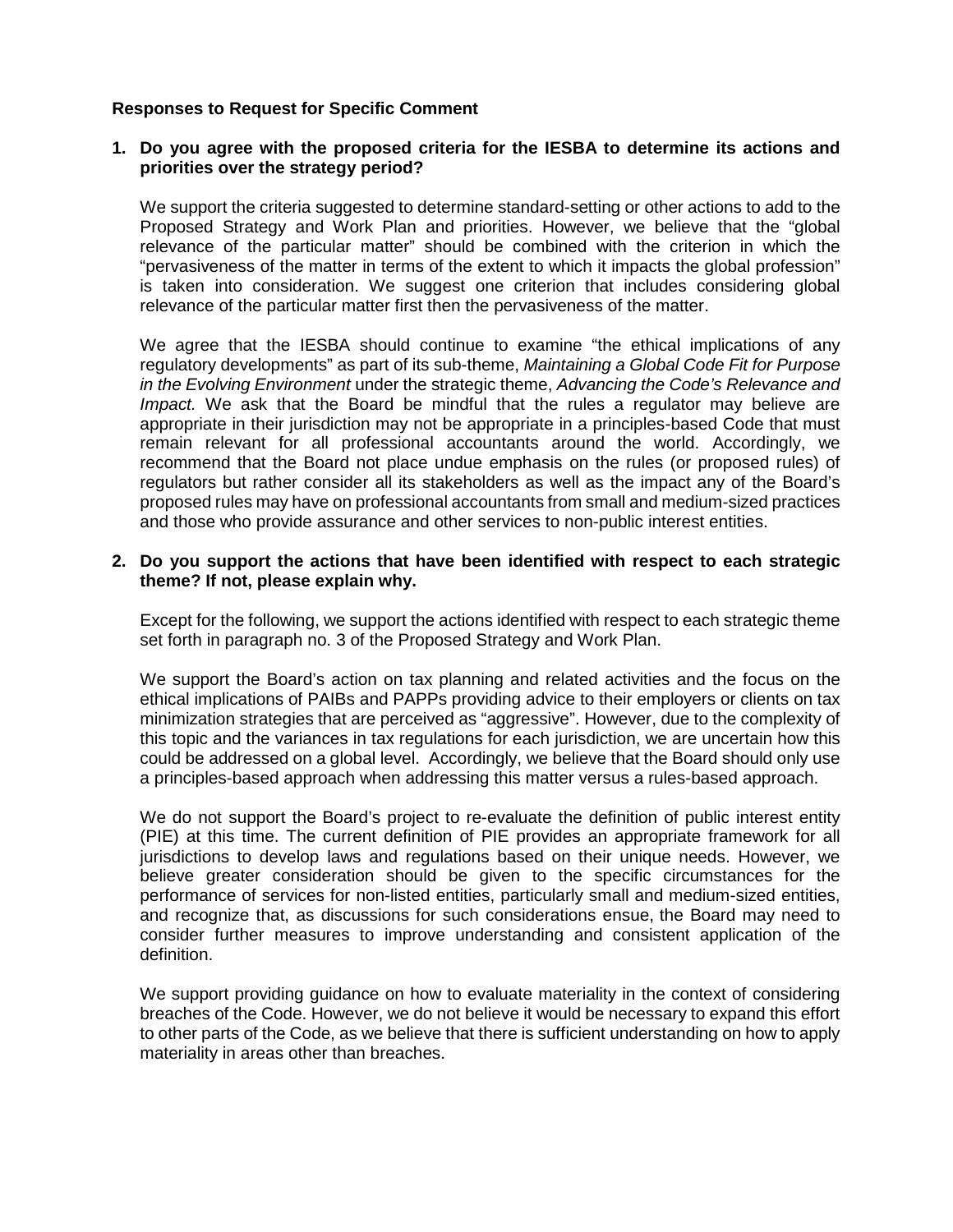**Responses to Request for Specific Comment**

**1. Do you agree with the proposed criteria for the IESBA to determine its actions and priorities over the strategy period?**

We support the criteria suggested to determine standard-setting or other actions to add to the Proposed Strategy and Work Plan and priorities. However, we believe that the "global relevance of the particular matter" should be combined with the criterion in which the "pervasiveness of the matter in terms of the extent to which it impacts the global profession" is taken into consideration. We suggest one criterion that includes considering global relevance of the particular matter first then the pervasiveness of the matter.

We agree that the IESBA should continue to examine "the ethical implications of any regulatory developments" as part of its sub-theme, *Maintaining a Global Code Fit for Purpose in the Evolving Environment* under the strategic theme, *Advancing the Code's Relevance and Impact.* We ask that the Board be mindful that the rules a regulator may believe are appropriate in their jurisdiction may not be appropriate in a principles-based Code that must remain relevant for all professional accountants around the world. Accordingly, we recommend that the Board not place undue emphasis on the rules (or proposed rules) of regulators but rather consider all its stakeholders as well as the impact any of the Board's proposed rules may have on professional accountants from small and medium-sized practices and those who provide assurance and other services to non-public interest entities.

**2. Do you support the actions that have been identified with respect to each strategic theme? If not, please explain why.**

Except for the following, we support the actions identified with respect to each strategic theme set forth in paragraph no. 3 of the Proposed Strategy and Work Plan.

We support the Board's action on tax planning and related activities and the focus on the ethical implications of PAIBs and PAPPs providing advice to their employers or clients on tax minimization strategies that are perceived as "aggressive". However, due to the complexity of this topic and the variances in tax regulations for each jurisdiction, we are uncertain how this could be addressed on a global level. Accordingly, we believe that the Board should only use a principles-based approach when addressing this matter versus a rules-based approach.

We do not support the Board's project to re-evaluate the definition of public interest entity (PIE) at this time. The current definition of PIE provides an appropriate framework for all jurisdictions to develop laws and regulations based on their unique needs. However, we believe greater consideration should be given to the specific circumstances for the performance of services for non-listed entities, particularly small and medium-sized entities, and recognize that, as discussions for such considerations ensue, the Board may need to consider further measures to improve understanding and consistent application of the definition.

We support providing guidance on how to evaluate materiality in the context of considering breaches of the Code. However, we do not believe it would be necessary to expand this effort to other parts of the Code, as we believe that there is sufficient understanding on how to apply materiality in areas other than breaches.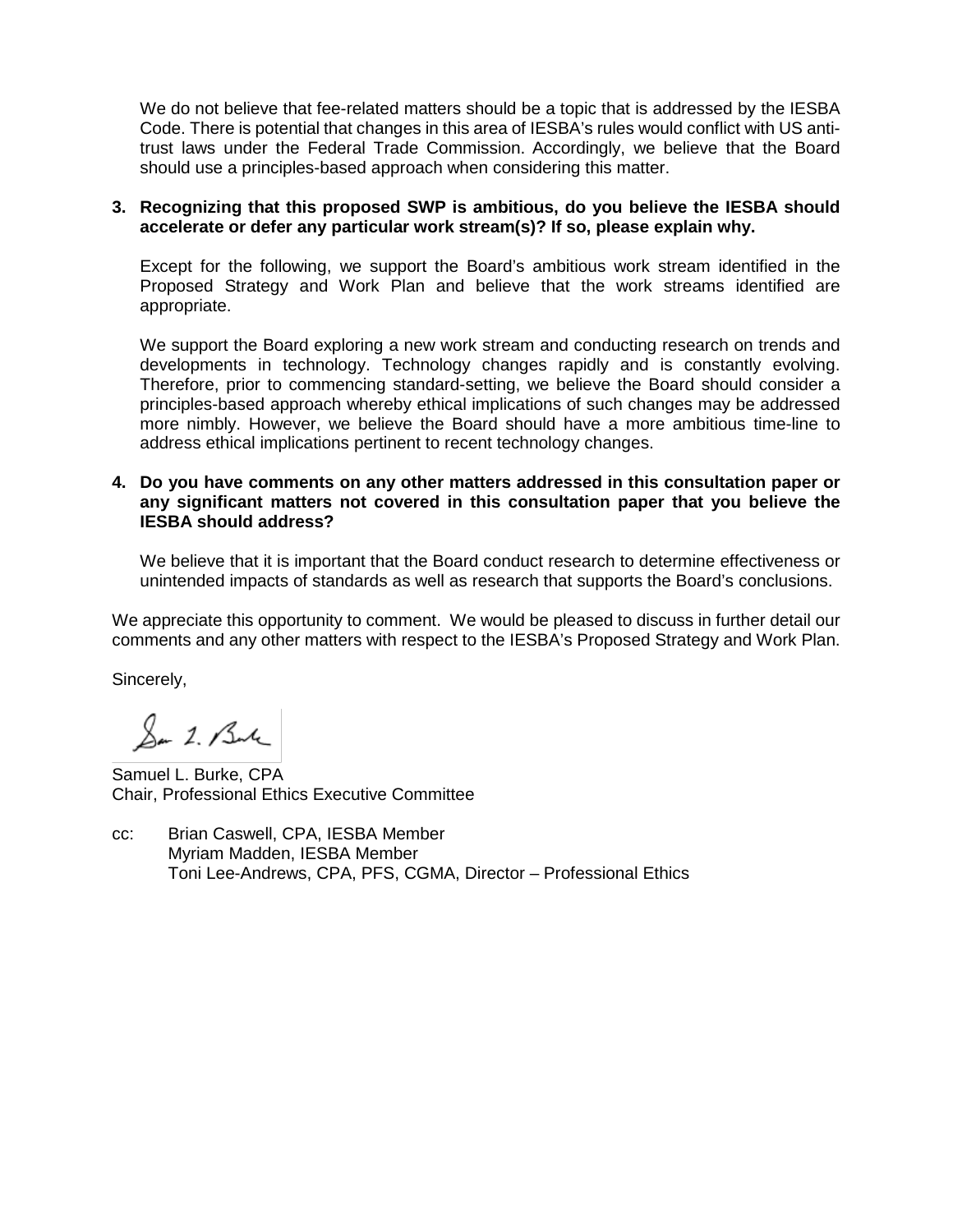We do not believe that fee-related matters should be a topic that is addressed by the IESBA Code. There is potential that changes in this area of IESBA's rules would conflict with US anti-trust laws under the Federal Trade Commission. Accordingly, we believe that the Board should use a principles-based approach when considering this matter.

**3. Recognizing that this proposed SWP is ambitious, do you believe the IESBA should accelerate or defer any particular work stream(s)? If so, please explain why.**

Except for the following, we support the Board's ambitious work stream identified in the Proposed Strategy and Work Plan and believe that the work streams identified are appropriate.

We support the Board exploring a new work stream and conducting research on trends and developments in technology. Technology changes rapidly and is constantly evolving. Therefore, prior to commencing standard-setting, we believe the Board should consider a principles-based approach whereby ethical implications of such changes may be addressed more nimbly. However, we believe the Board should have a more ambitious time-line to address ethical implications pertinent to recent technology changes.

**4. Do you have comments on any other matters addressed in this consultation paper or any significant matters not covered in this consultation paper that you believe the IESBA should address?**

We believe that it is important that the Board conduct research to determine effectiveness or unintended impacts of standards as well as research that supports the Board's conclusions.

We appreciate this opportunity to comment. We would be pleased to discuss in further detail our comments and any other matters with respect to the IESBA's Proposed Strategy and Work Plan.

Sincerely,

Samuel L. Burke, CPA
Chair, Professional Ethics Executive Committee

cc: Brian Caswell, CPA, IESBA Member
Myriam Madden, IESBA Member
Toni Lee-Andrews, CPA, PFS, CGMA, Director – Professional Ethics